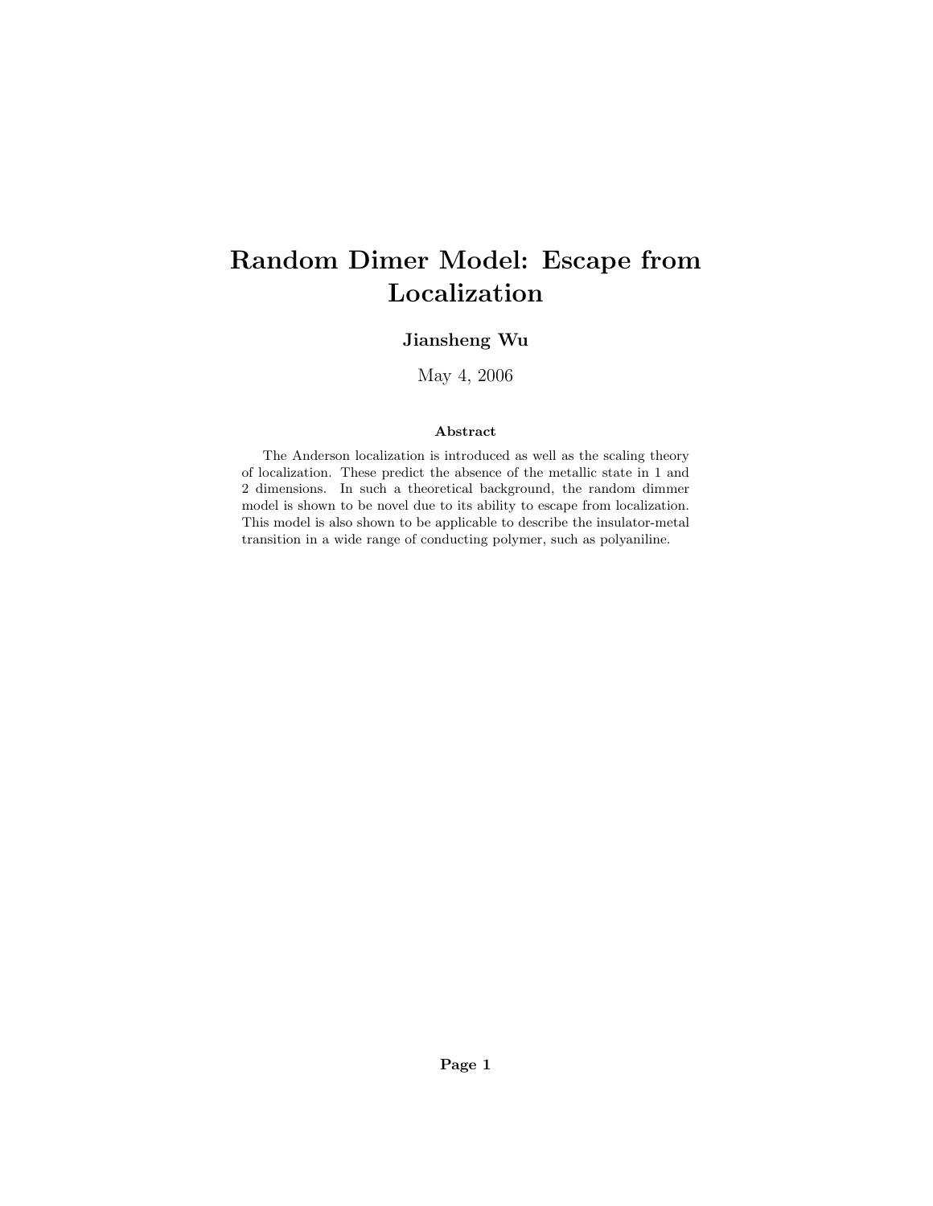# Random Dimer Model: Escape from Localization

**Jiansheng Wu**

May 4, 2006

### Abstract

The Anderson localization is introduced as well as the scaling theory of localization. These predict the absence of the metallic state in 1 and 2 dimensions. In such a theoretical background, the random dimmer model is shown to be novel due to its ability to escape from localization. This model is also shown to be applicable to describe the insulator-metal transition in a wide range of conducting polymer, such as polyaniline.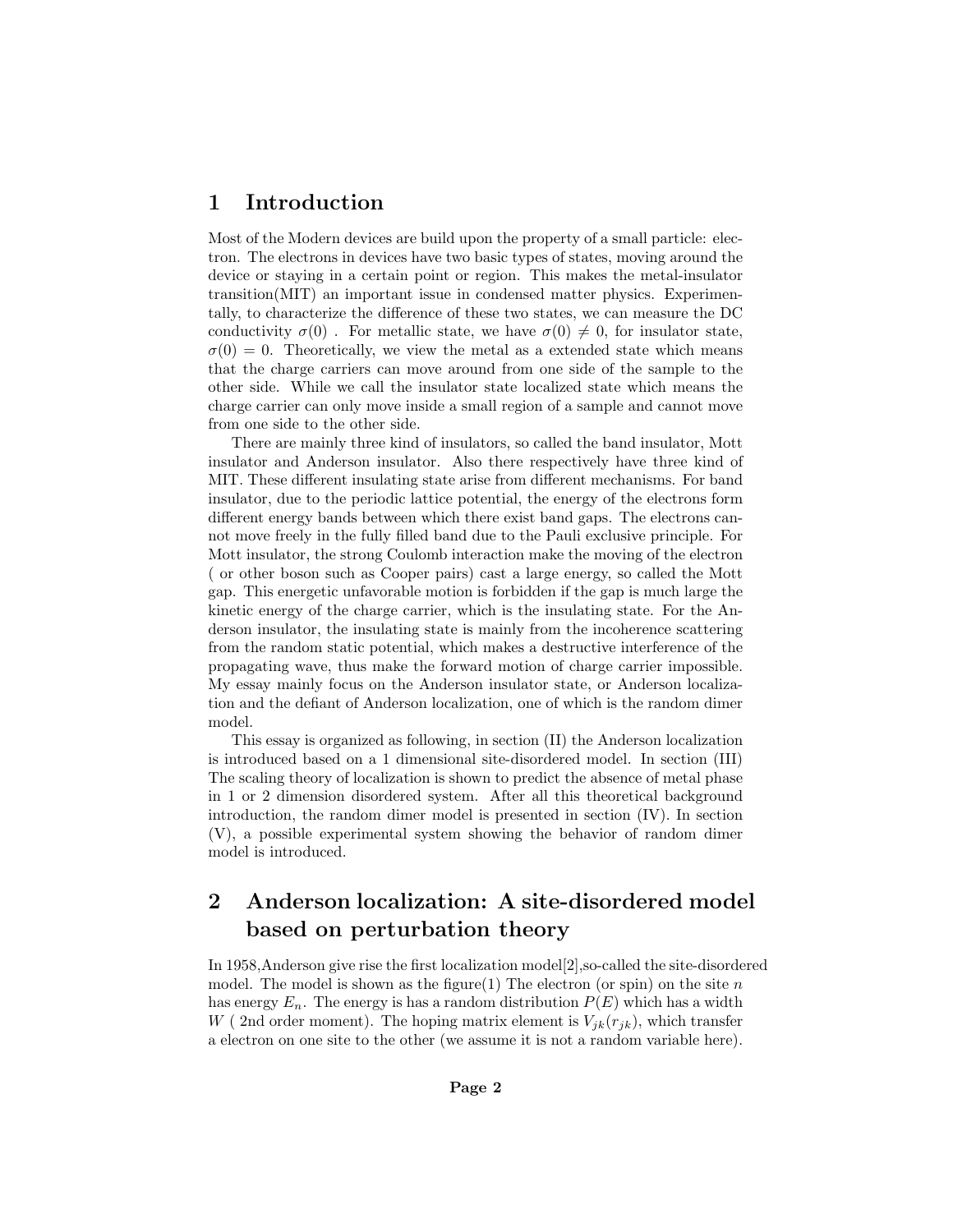# 1 Introduction

Most of the Modern devices are build upon the property of a small particle: electron. The electrons in devices have two basic types of states, moving around the device or staying in a certain point or region. This makes the metal-insulator transition(MIT) an important issue in condensed matter physics. Experimentally, to characterize the difference of these two states, we can measure the DC conductivity $\sigma(0)$ . For metallic state, we have $\sigma(0) \neq 0$, for insulator state, $\sigma(0) = 0$. Theoretically, we view the metal as a extended state which means that the charge carriers can move around from one side of the sample to the other side. While we call the insulator state localized state which means the charge carrier can only move inside a small region of a sample and cannot move from one side to the other side.

There are mainly three kind of insulators, so called the band insulator, Mott insulator and Anderson insulator. Also there respectively have three kind of MIT. These different insulating state arise from different mechanisms. For band insulator, due to the periodic lattice potential, the energy of the electrons form different energy bands between which there exist band gaps. The electrons cannot move freely in the fully filled band due to the Pauli exclusive principle. For Mott insulator, the strong Coulomb interaction make the moving of the electron ( or other boson such as Cooper pairs) cast a large energy, so called the Mott gap. This energetic unfavorable motion is forbidden if the gap is much large the kinetic energy of the charge carrier, which is the insulating state. For the Anderson insulator, the insulating state is mainly from the incoherence scattering from the random static potential, which makes a destructive interference of the propagating wave, thus make the forward motion of charge carrier impossible. My essay mainly focus on the Anderson insulator state, or Anderson localization and the defiant of Anderson localization, one of which is the random dimer model.

This essay is organized as following, in section (II) the Anderson localization is introduced based on a 1 dimensional site-disordered model. In section (III) The scaling theory of localization is shown to predict the absence of metal phase in 1 or 2 dimension disordered system. After all this theoretical background introduction, the random dimer model is presented in section (IV). In section (V), a possible experimental system showing the behavior of random dimer model is introduced.

# 2 Anderson localization: A site-disordered model based on perturbation theory

In 1958,Anderson give rise the first localization model[2],so-called the site-disordered model. The model is shown as the figure(1) The electron (or spin) on the site $n$ has energy $E_n$. The energy is has a random distribution $P(E)$ which has a width $W$ ( 2nd order moment). The hoping matrix element is $V_{jk}(r_{jk})$, which transfer a electron on one site to the other (we assume it is not a random variable here).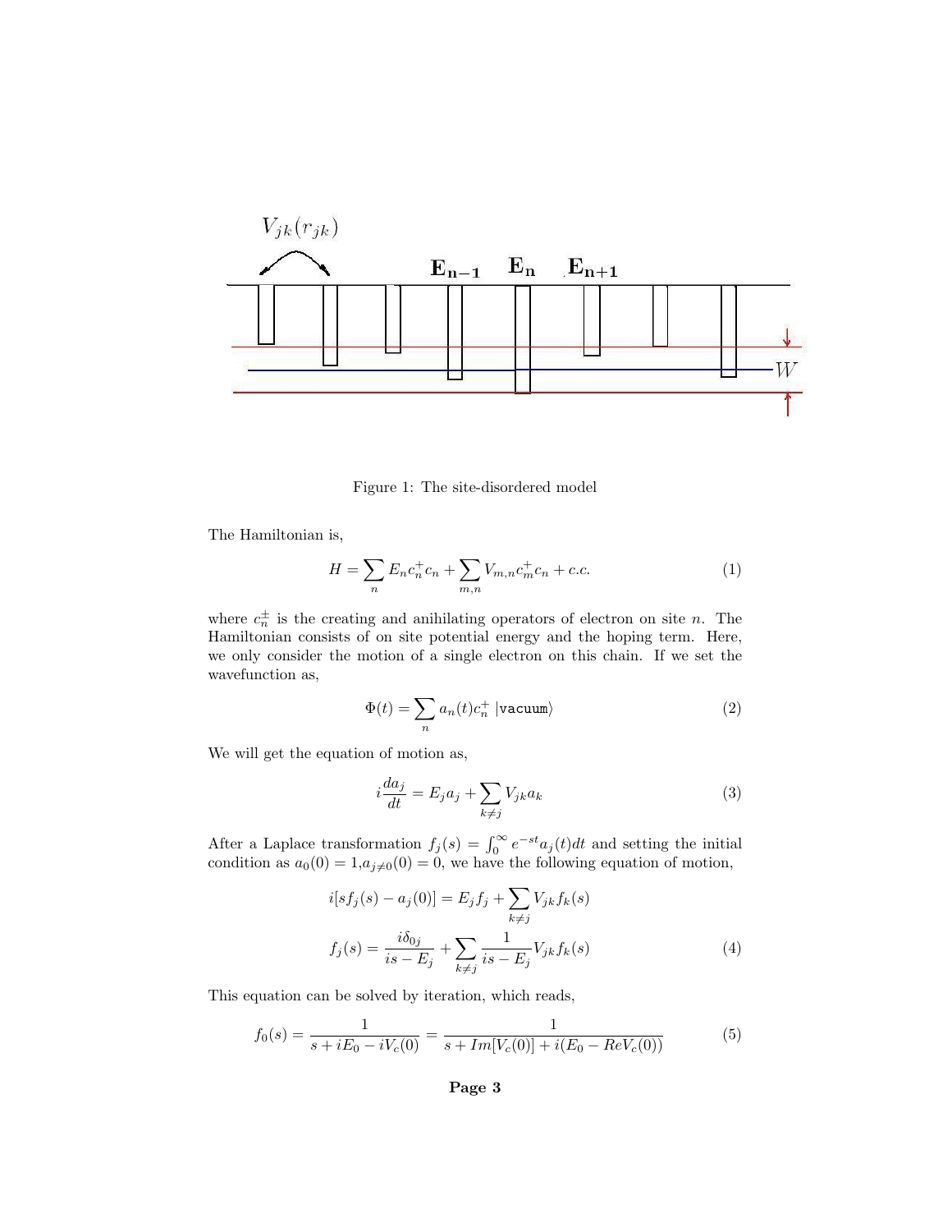Figure 1: The site-disordered model

The Hamiltonian is,

$$H = \sum_n E_n c_n^+ c_n + \sum_{m,n} V_{m,n} c_m^+ c_n + c.c. \tag{1}$$

where $c_n^{\pm}$ is the creating and anihilating operators of electron on site $n$. The Hamiltonian consists of on site potential energy and the hoping term. Here, we only consider the motion of a single electron on this chain. If we set the wavefunction as,

$$\Phi(t) = \sum_n a_n(t) c_n^+ \left| \texttt{vacuum} \right\rangle \tag{2}$$

We will get the equation of motion as,

$$i \frac{da_j}{dt} = E_j a_j + \sum_{k \neq j} V_{jk} a_k \tag{3}$$

After a Laplace transformation $f_j(s) = \int_0^\infty e^{-st} a_j(t) dt$ and setting the initial condition as $a_0(0) = 1$,$a_{j \neq 0}(0) = 0$, we have the following equation of motion,

$$\begin{aligned} i[s f_j(s) - a_j(0)] &= E_j f_j + \sum_{k \neq j} V_{jk} f_k(s) \\ f_j(s) &= \frac{i \delta_{0j}}{is - E_j} + \sum_{k \neq j} \frac{1}{is - E_j} V_{jk} f_k(s) \end{aligned} \tag{4}$$

This equation can be solved by iteration, which reads,

$$f_0(s) = \frac{1}{s + iE_0 - iV_c(0)} = \frac{1}{s + Im[V_c(0)] + i(E_0 - ReV_c(0))} \tag{5}$$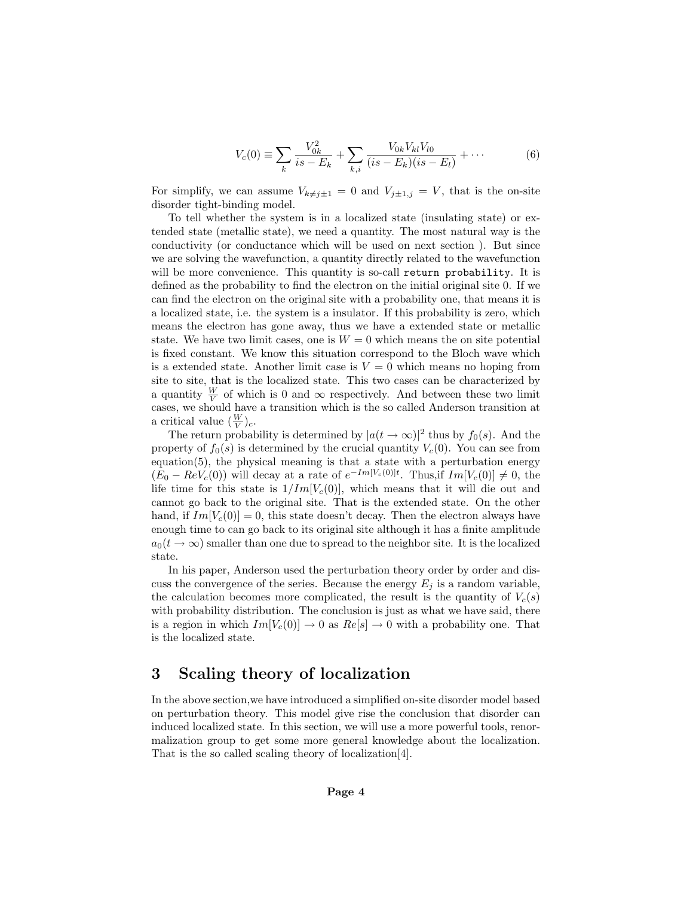$$V_c(0) \equiv \sum_k \frac{V_{0k}^2}{is - E_k} + \sum_{k,i} \frac{V_{0k}V_{kl}V_{l0}}{(is - E_k)(is - E_l)} + \cdots \tag{6}$$

For simplify, we can assume $V_{k \neq j \pm 1} = 0$ and $V_{j \pm 1, j} = V$, that is the on-site disorder tight-binding model.

To tell whether the system is in a localized state (insulating state) or extended state (metallic state), we need a quantity. The most natural way is the conductivity (or conductance which will be used on next section ). But since we are solving the wavefunction, a quantity directly related to the wavefunction will be more convenience. This quantity is so-call `return probability`. It is defined as the probability to find the electron on the initial original site 0. If we can find the electron on the original site with a probability one, that means it is a localized state, i.e. the system is a insulator. If this probability is zero, which means the electron has gone away, thus we have a extended state or metallic state. We have two limit cases, one is $W = 0$ which means the on site potential is fixed constant. We know this situation correspond to the Bloch wave which is a extended state. Another limit case is $V = 0$ which means no hoping from site to site, that is the localized state. This two cases can be characterized by a quantity $\frac{W}{V}$ of which is 0 and $\infty$ respectively. And between these two limit cases, we should have a transition which is the so called Anderson transition at a critical value $(\frac{W}{V})_c$.

The return probability is determined by $|a(t \to \infty)|^2$ thus by $f_0(s)$. And the property of $f_0(s)$ is determined by the crucial quantity $V_c(0)$. You can see from equation(5), the physical meaning is that a state with a perturbation energy $(E_0 - ReV_c(0))$ will decay at a rate of $e^{-Im[V_c(0)]t}$. Thus,if $Im[V_c(0)] \neq 0$, the life time for this state is $1/Im[V_c(0)]$, which means that it will die out and cannot go back to the original site. That is the extended state. On the other hand, if $Im[V_c(0)] = 0$, this state doesn't decay. Then the electron always have enough time to can go back to its original site although it has a finite amplitude $a_0(t \to \infty)$ smaller than one due to spread to the neighbor site. It is the localized state.

In his paper, Anderson used the perturbation theory order by order and discuss the convergence of the series. Because the energy $E_j$ is a random variable, the calculation becomes more complicated, the result is the quantity of $V_c(s)$ with probability distribution. The conclusion is just as what we have said, there is a region in which $Im[V_c(0)] \to 0$ as $Re[s] \to 0$ with a probability one. That is the localized state.

## 3 Scaling theory of localization

In the above section,we have introduced a simplified on-site disorder model based on perturbation theory. This model give rise the conclusion that disorder can induced localized state. In this section, we will use a more powerful tools, renormalization group to get some more general knowledge about the localization. That is the so called scaling theory of localization[4].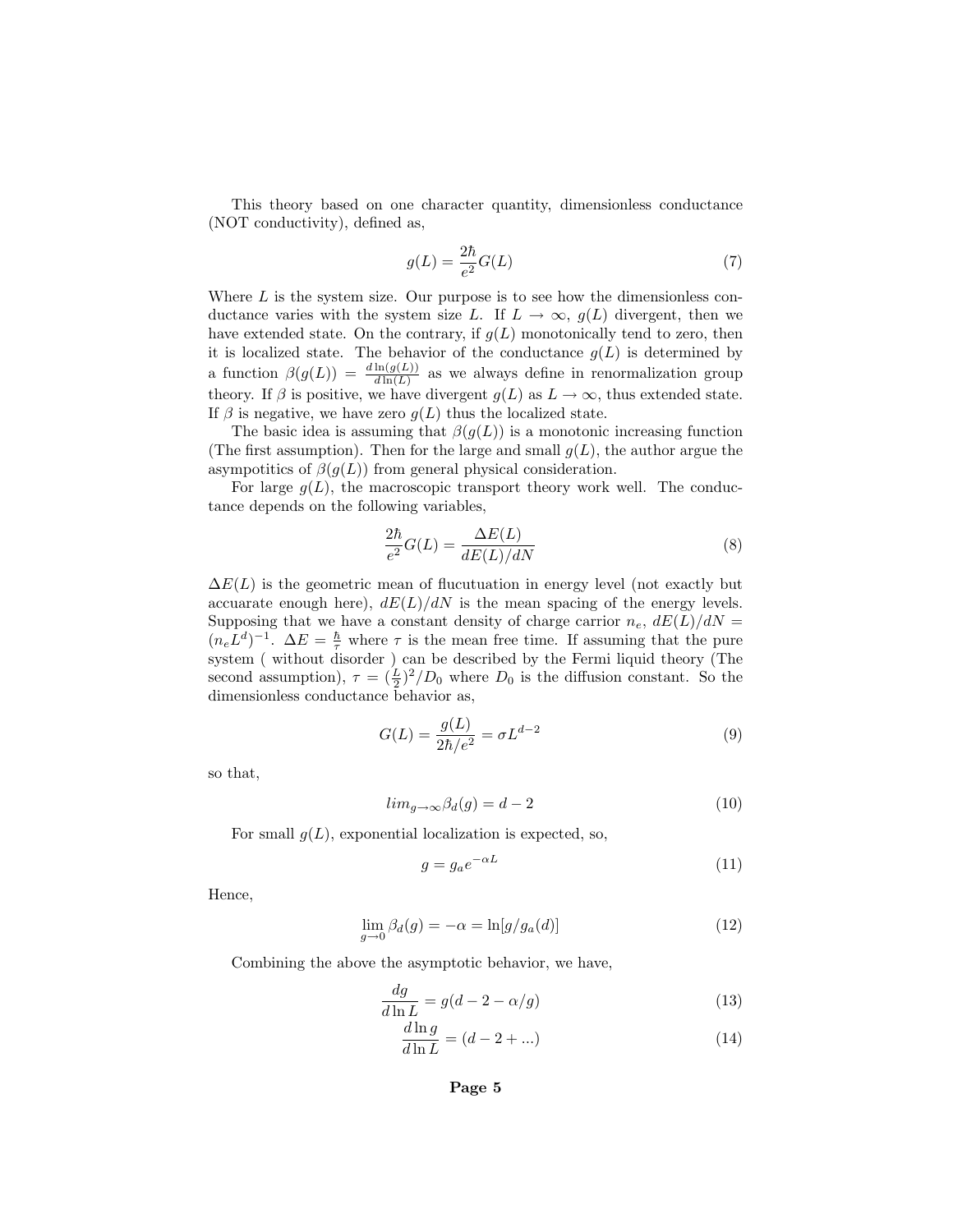This theory based on one character quantity, dimensionless conductance (NOT conductivity), defined as,

$$g(L) = \frac{2\hbar}{e^2} G(L) \tag{7}$$

Where $L$ is the system size. Our purpose is to see how the dimensionless conductance varies with the system size $L$. If $L \to \infty$, $g(L)$ divergent, then we have extended state. On the contrary, if $g(L)$ monotonically tend to zero, then it is localized state. The behavior of the conductance $g(L)$ is determined by a function $\beta(g(L)) = \frac{d\ln(g(L))}{d\ln(L)}$ as we always define in renormalization group theory. If $\beta$ is positive, we have divergent $g(L)$ as $L \to \infty$, thus extended state. If $\beta$ is negative, we have zero $g(L)$ thus the localized state.

The basic idea is assuming that $\beta(g(L))$ is a monotonic increasing function (The first assumption). Then for the large and small $g(L)$, the author argue the asympotitics of $\beta(g(L))$ from general physical consideration.

For large $g(L)$, the macroscopic transport theory work well. The conductance depends on the following variables,

$$\frac{2\hbar}{e^2} G(L) = \frac{\Delta E(L)}{dE(L)/dN} \tag{8}$$

$\Delta E(L)$ is the geometric mean of flucutuation in energy level (not exactly but accuarate enough here), $dE(L)/dN$ is the mean spacing of the energy levels. Supposing that we have a constant density of charge carrior $n_e$, $dE(L)/dN = (n_e L^d)^{-1}$. $\Delta E = \frac{\hbar}{\tau}$ where $\tau$ is the mean free time. If assuming that the pure system ( without disorder ) can be described by the Fermi liquid theory (The second assumption), $\tau = (\frac{L}{2})^2/D_0$ where $D_0$ is the diffusion constant. So the dimensionless conductance behavior as,

$$G(L) = \frac{g(L)}{2\hbar/e^2} = \sigma L^{d-2} \tag{9}$$

so that,

$$lim_{g\to\infty} \beta_d(g) = d - 2 \tag{10}$$

For small $g(L)$, exponential localization is expected, so,

$$g = g_a e^{-\alpha L} \tag{11}$$

Hence,

$$\lim_{g\to 0} \beta_d(g) = -\alpha = \ln[g/g_a(d)] \tag{12}$$

Combining the above the asymptotic behavior, we have,

$$\frac{dg}{d\ln L} = g(d - 2 - \alpha/g) \tag{13}$$

$$\frac{d\ln g}{d\ln L} = (d - 2 + ...) \tag{14}$$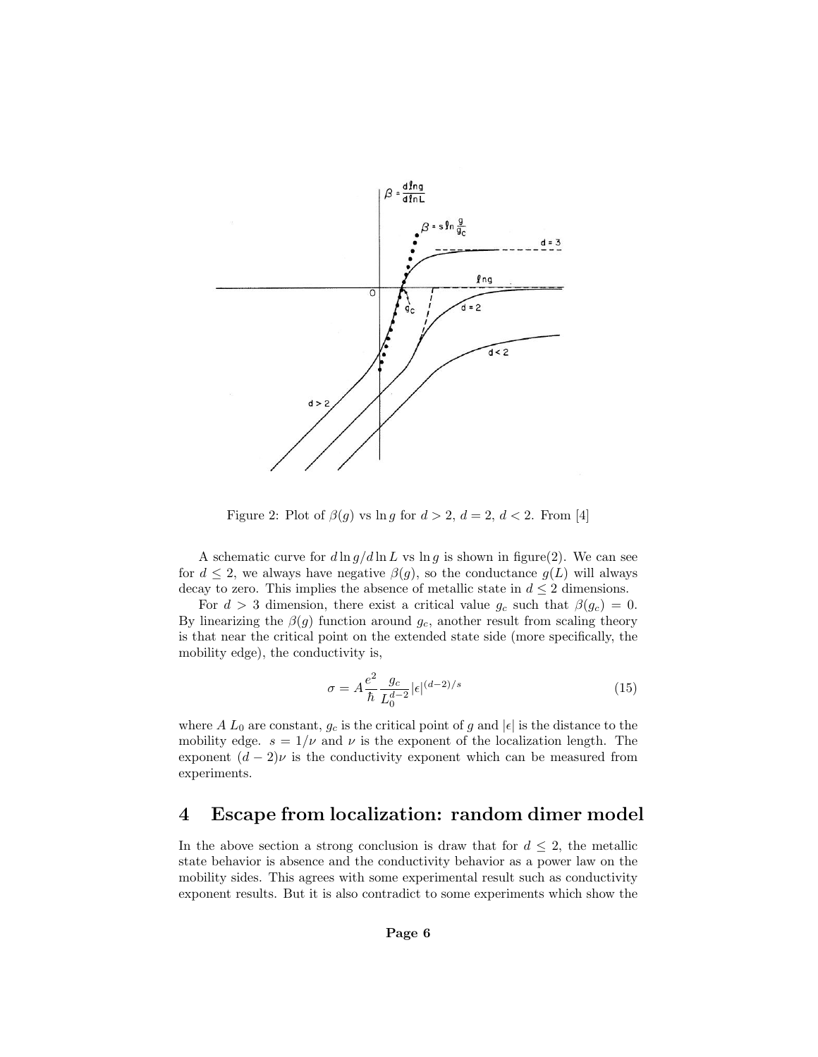Figure 2: Plot of $\beta(g)$ vs $\ln g$ for $d > 2$, $d = 2$, $d < 2$. From [4]

A schematic curve for $d\ln g/d\ln L$ vs $\ln g$ is shown in figure(2). We can see for $d \leq 2$, we always have negative $\beta(g)$, so the conductance $g(L)$ will always decay to zero. This implies the absence of metallic state in $d \leq 2$ dimensions.

For $d > 3$ dimension, there exist a critical value $g_c$ such that $\beta(g_c) = 0$. By linearizing the $\beta(g)$ function around $g_c$, another result from scaling theory is that near the critical point on the extended state side (more specifically, the mobility edge), the conductivity is,

$$\sigma = A\frac{e^2}{\hbar}\frac{g_c}{L_0^{d-2}}|\epsilon|^{(d-2)/s} \tag{15}$$

where $A$ $L_0$ are constant, $g_c$ is the critical point of $g$ and $|\epsilon|$ is the distance to the mobility edge. $s = 1/\nu$ and $\nu$ is the exponent of the localization length. The exponent $(d-2)\nu$ is the conductivity exponent which can be measured from experiments.

## 4 Escape from localization: random dimer model

In the above section a strong conclusion is draw that for $d \leq 2$, the metallic state behavior is absence and the conductivity behavior as a power law on the mobility sides. This agrees with some experimental result such as conductivity exponent results. But it is also contradict to some experiments which show the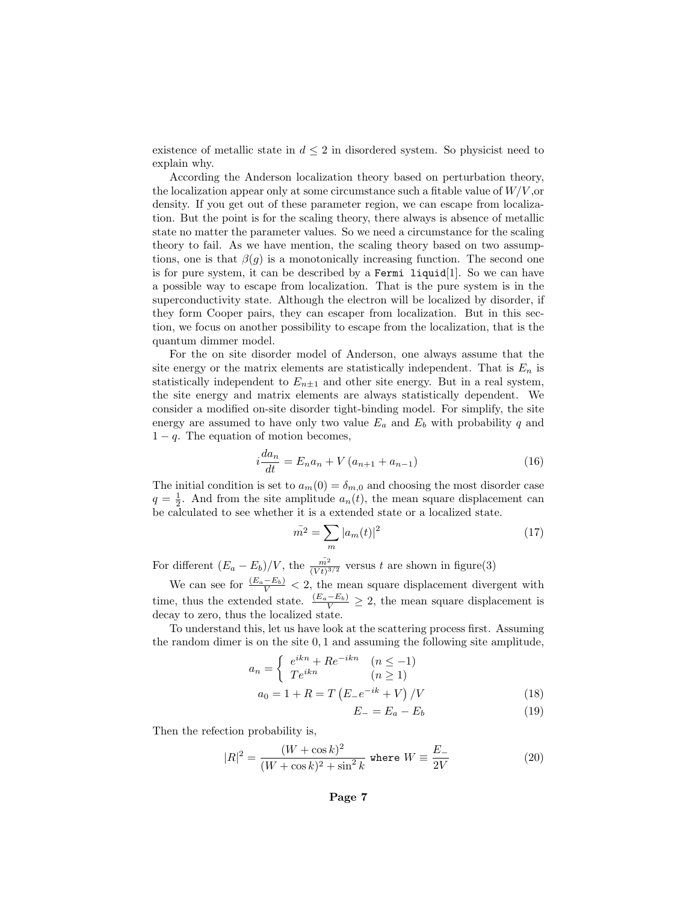existence of metallic state in $d \leq 2$ in disordered system. So physicist need to explain why.

According the Anderson localization theory based on perturbation theory, the localization appear only at some circumstance such a fitable value of $W/V$,or density. If you get out of these parameter region, we can escape from localization. But the point is for the scaling theory, there always is absence of metallic state no matter the parameter values. So we need a circumstance for the scaling theory to fail. As we have mention, the scaling theory based on two assumptions, one is that $\beta(g)$ is a monotonically increasing function. The second one is for pure system, it can be described by a `Fermi liquid`[1]. So we can have a possible way to escape from localization. That is the pure system is in the superconductivity state. Although the electron will be localized by disorder, if they form Cooper pairs, they can escaper from localization. But in this section, we focus on another possibility to escape from the localization, that is the quantum dimmer model.

For the on site disorder model of Anderson, one always assume that the site energy or the matrix elements are statistically independent. That is $E_n$ is statistically independent to $E_{n\pm1}$ and other site energy. But in a real system, the site energy and matrix elements are always statistically dependent. We consider a modified on-site disorder tight-binding model. For simplify, the site energy are assumed to have only two value $E_a$ and $E_b$ with probability $q$ and $1-q$. The equation of motion becomes,

$$i\frac{da_n}{dt} = E_n a_n + V\left(a_{n+1} + a_{n-1}\right) \tag{16}$$

The initial condition is set to $a_m(0) = \delta_{m,0}$ and choosing the most disorder case $q = \frac{1}{2}$. And from the site amplitude $a_n(t)$, the mean square displacement can be calculated to see whether it is a extended state or a localized state.

$$\bar{m^2} = \sum_m |a_m(t)|^2 \tag{17}$$

For different $(E_a - E_b)/V$, the $\frac{\bar{m^2}}{(Vt)^{3/2}}$ versus $t$ are shown in figure(3)

We can see for $\frac{(E_a-E_b)}{V} < 2$, the mean square displacement divergent with time, thus the extended state. $\frac{(E_a-E_b)}{V} \geq 2$, the mean square displacement is decay to zero, thus the localized state.

To understand this, let us have look at the scattering process first. Assuming the random dimer is on the site $0, 1$ and assuming the following site amplitude,

$$a_n = \begin{cases} e^{ikn} + Re^{-ikn} & (n \leq -1) \\ Te^{ikn} & (n \geq 1) \end{cases}$$

$$a_0 = 1 + R = T\left(E_- e^{-ik} + V\right)/V \tag{18}$$

$$E_- = E_a - E_b \tag{19}$$

Then the refection probability is,

$$|R|^2 = \frac{(W + \cos k)^2}{(W + \cos k)^2 + \sin^2 k} \text{ where } W \equiv \frac{E_-}{2V} \tag{20}$$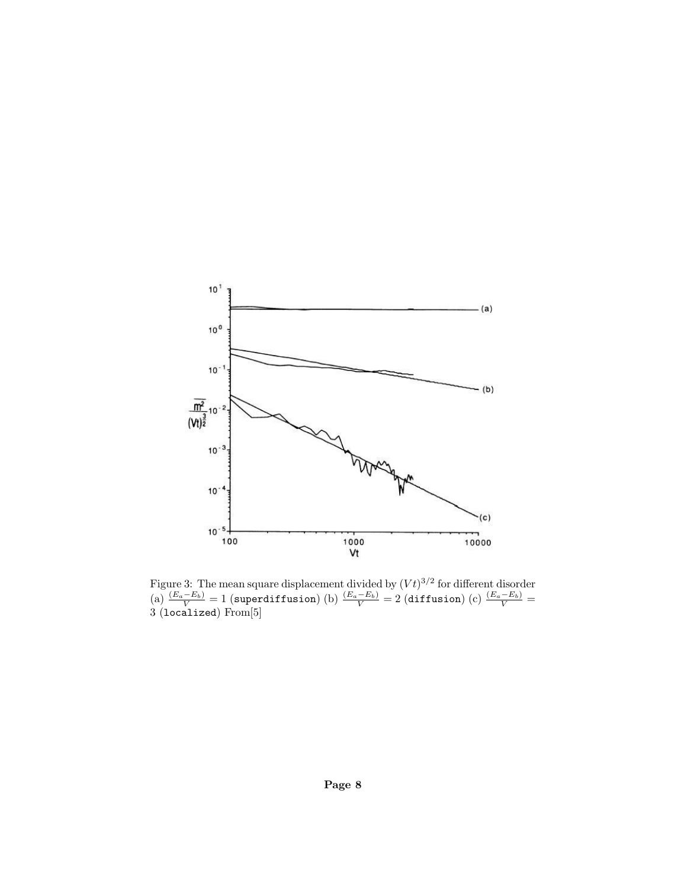Figure 3: The mean square displacement divided by $(Vt)^{3/2}$ for different disorder (a) $\frac{(E_a-E_b)}{V}=1$ (superdiffusion) (b) $\frac{(E_a-E_b)}{V}=2$ (diffusion) (c) $\frac{(E_a-E_b)}{V}=3$ (localized) From[5]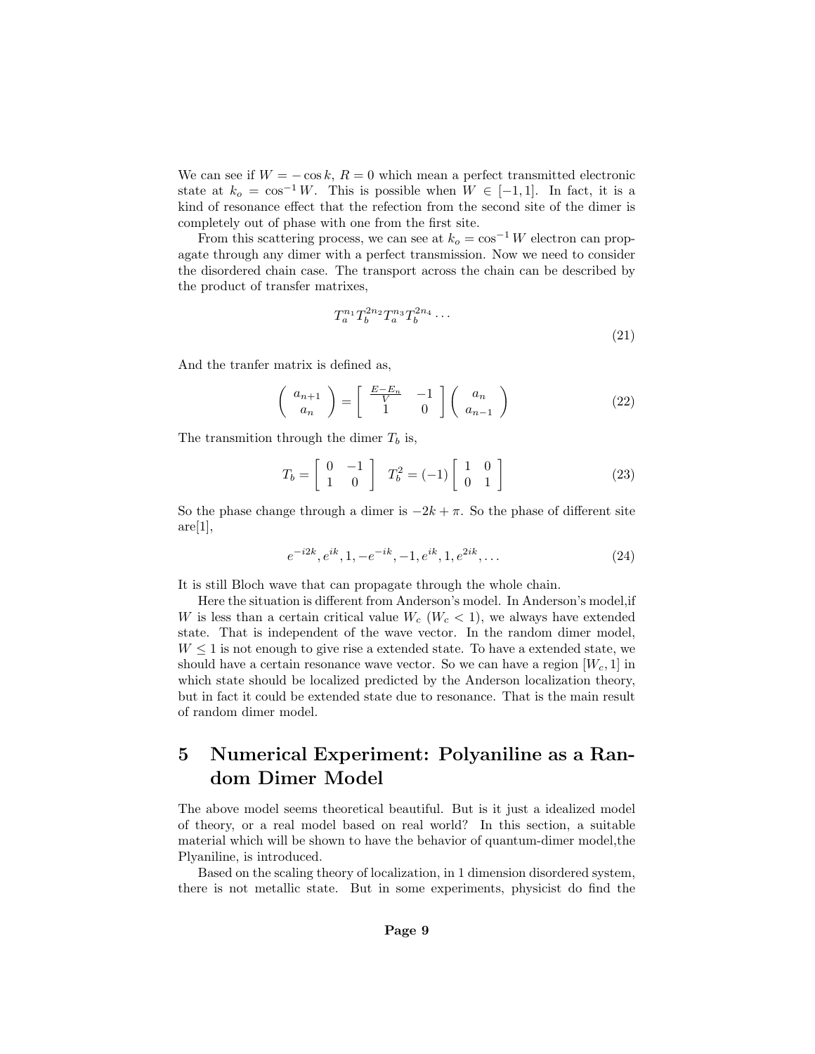We can see if $W = -\cos k$, $R = 0$ which mean a perfect transmitted electronic state at $k_o = \cos^{-1} W$. This is possible when $W \in [-1, 1]$. In fact, it is a kind of resonance effect that the refection from the second site of the dimer is completely out of phase with one from the first site.

From this scattering process, we can see at $k_o = \cos^{-1} W$ electron can propagate through any dimer with a perfect transmission. Now we need to consider the disordered chain case. The transport across the chain can be described by the product of transfer matrixes,

$$T_a^{n_1} T_b^{2n_2} T_a^{n_3} T_b^{2n_4} \cdots \tag{21}$$

And the tranfer matrix is defined as,

$$\left( \begin{array}{c} a_{n+1} \\ a_n \end{array} \right) = \left[ \begin{array}{cc} \frac{E-E_n}{V} & -1 \\ 1 & 0 \end{array} \right] \left( \begin{array}{c} a_n \\ a_{n-1} \end{array} \right) \tag{22}$$

The transmition through the dimer $T_b$ is,

$$T_b = \left[ \begin{array}{cc} 0 & -1 \\ 1 & 0 \end{array} \right] \quad T_b^2 = (-1) \left[ \begin{array}{cc} 1 & 0 \\ 0 & 1 \end{array} \right] \tag{23}$$

So the phase change through a dimer is $-2k + \pi$. So the phase of different site are[1],

$$e^{-i2k}, e^{ik}, 1, -e^{-ik}, -1, e^{ik}, 1, e^{2ik}, \ldots \tag{24}$$

It is still Bloch wave that can propagate through the whole chain.

Here the situation is different from Anderson's model. In Anderson's model,if $W$ is less than a certain critical value $W_c$ ($W_c < 1$), we always have extended state. That is independent of the wave vector. In the random dimer model, $W \leq 1$ is not enough to give rise a extended state. To have a extended state, we should have a certain resonance wave vector. So we can have a region $[W_c, 1]$ in which state should be localized predicted by the Anderson localization theory, but in fact it could be extended state due to resonance. That is the main result of random dimer model.

# 5 Numerical Experiment: Polyaniline as a Random Dimer Model

The above model seems theoretical beautiful. But is it just a idealized model of theory, or a real model based on real world? In this section, a suitable material which will be shown to have the behavior of quantum-dimer model,the Plyaniline, is introduced.

Based on the scaling theory of localization, in 1 dimension disordered system, there is not metallic state. But in some experiments, physicist do find the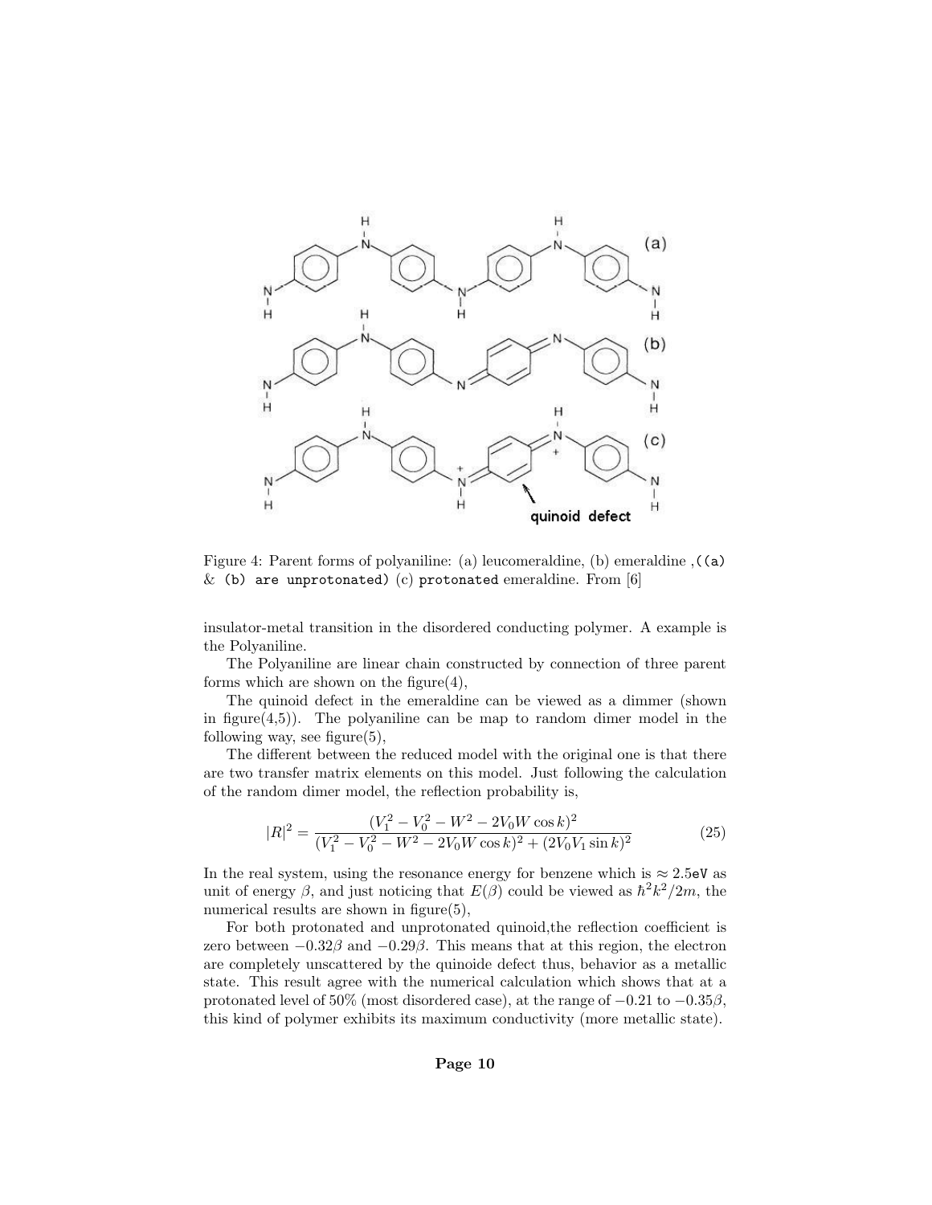Figure 4: Parent forms of polyaniline: (a) leucomeraldine, (b) emeraldine ,((a) & (b) are unprotonated) (c) protonated emeraldine. From [6]

insulator-metal transition in the disordered conducting polymer. A example is the Polyaniline.

The Polyaniline are linear chain constructed by connection of three parent forms which are shown on the figure(4),

The quinoid defect in the emeraldine can be viewed as a dimmer (shown in figure(4,5)). The polyaniline can be map to random dimer model in the following way, see figure(5),

The different between the reduced model with the original one is that there are two transfer matrix elements on this model. Just following the calculation of the random dimer model, the reflection probability is,

$$|R|^2 = \frac{(V_1^2 - V_0^2 - W^2 - 2V_0 W \cos k)^2}{(V_1^2 - V_0^2 - W^2 - 2V_0 W \cos k)^2 + (2V_0 V_1 \sin k)^2} \tag{25}$$

In the real system, using the resonance energy for benzene which is $\approx 2.5$eV as unit of energy $\beta$, and just noticing that $E(\beta)$ could be viewed as $\hbar^2 k^2/2m$, the numerical results are shown in figure(5),

For both protonated and unprotonated quinoid,the reflection coefficient is zero between $-0.32\beta$ and $-0.29\beta$. This means that at this region, the electron are completely unscattered by the quinoide defect thus, behavior as a metallic state. This result agree with the numerical calculation which shows that at a protonated level of 50% (most disordered case), at the range of $-0.21$ to $-0.35\beta$, this kind of polymer exhibits its maximum conductivity (more metallic state).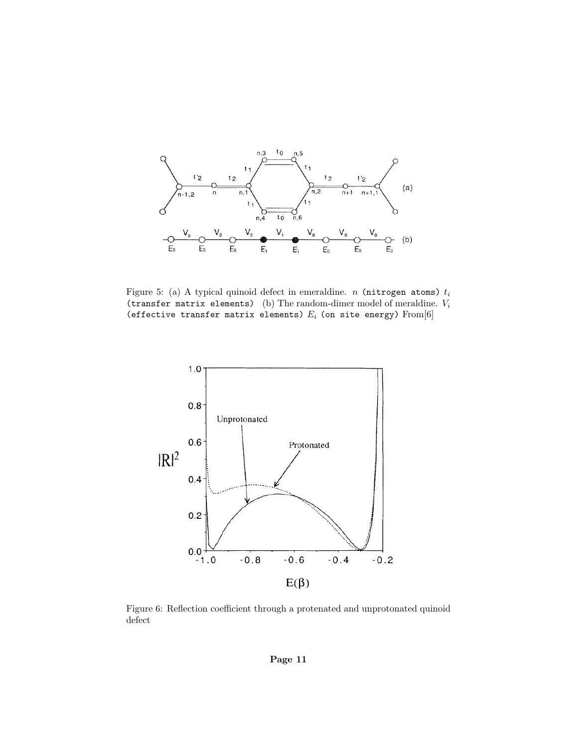Figure 5: (a) A typical quinoid defect in emeraldine. $n$ (nitrogen atoms) $t_i$ (transfer matrix elements) (b) The random-dimer model of meraldine. $V_i$ (effective transfer matrix elements) $E_i$ (on site energy) From[6]

Figure 6: Reflection coefficient through a protenated and unprotonated quinoid defect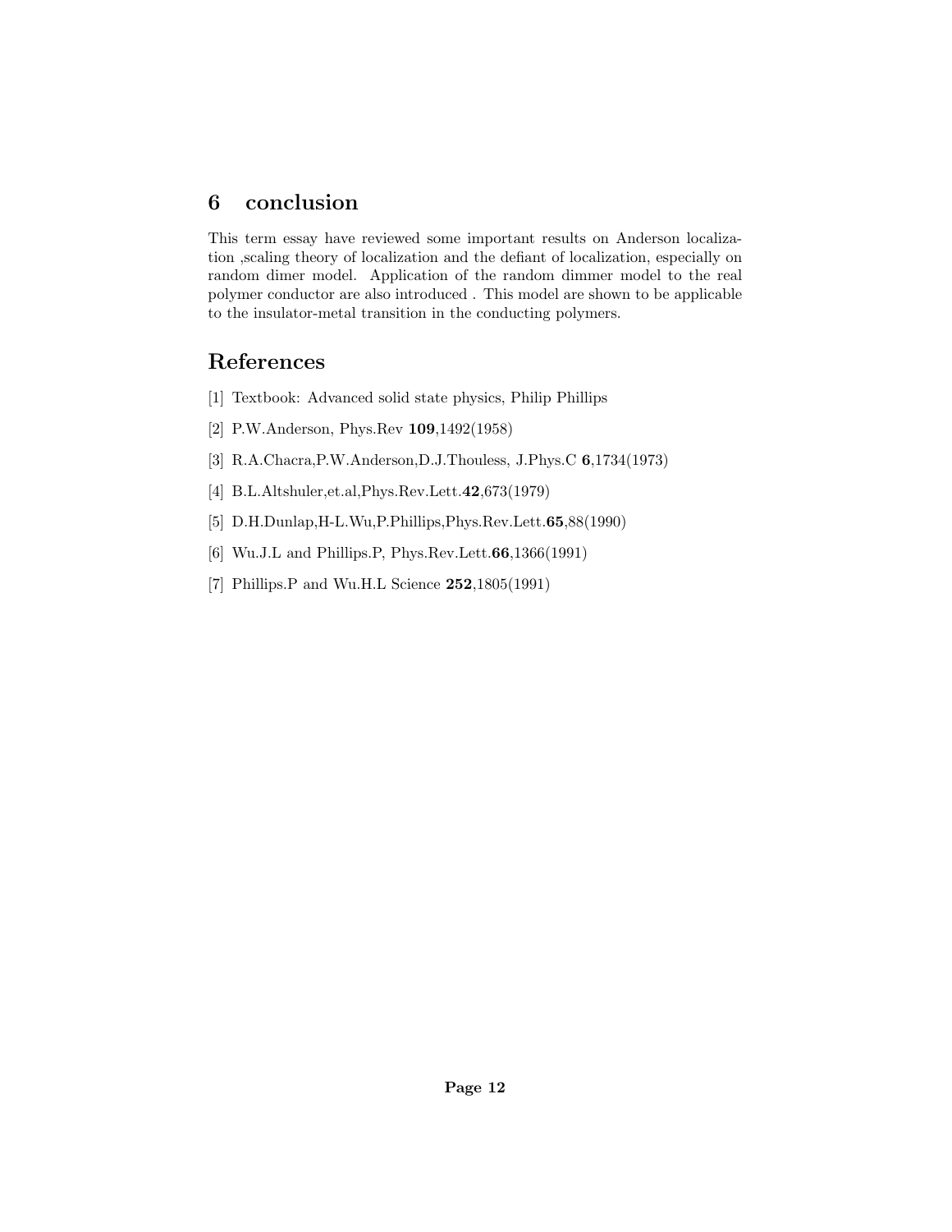## 6 conclusion

This term essay have reviewed some important results on Anderson localization ,scaling theory of localization and the defiant of localization, especially on random dimer model. Application of the random dimmer model to the real polymer conductor are also introduced . This model are shown to be applicable to the insulator-metal transition in the conducting polymers.

## References

[1] Textbook: Advanced solid state physics, Philip Phillips

[2] P.W.Anderson, Phys.Rev **109**,1492(1958)

[3] R.A.Chacra,P.W.Anderson,D.J.Thouless, J.Phys.C **6**,1734(1973)

[4] B.L.Altshuler,et.al,Phys.Rev.Lett.**42**,673(1979)

[5] D.H.Dunlap,H-L.Wu,P.Phillips,Phys.Rev.Lett.**65**,88(1990)

[6] Wu.J.L and Phillips.P, Phys.Rev.Lett.**66**,1366(1991)

[7] Phillips.P and Wu.H.L Science **252**,1805(1991)